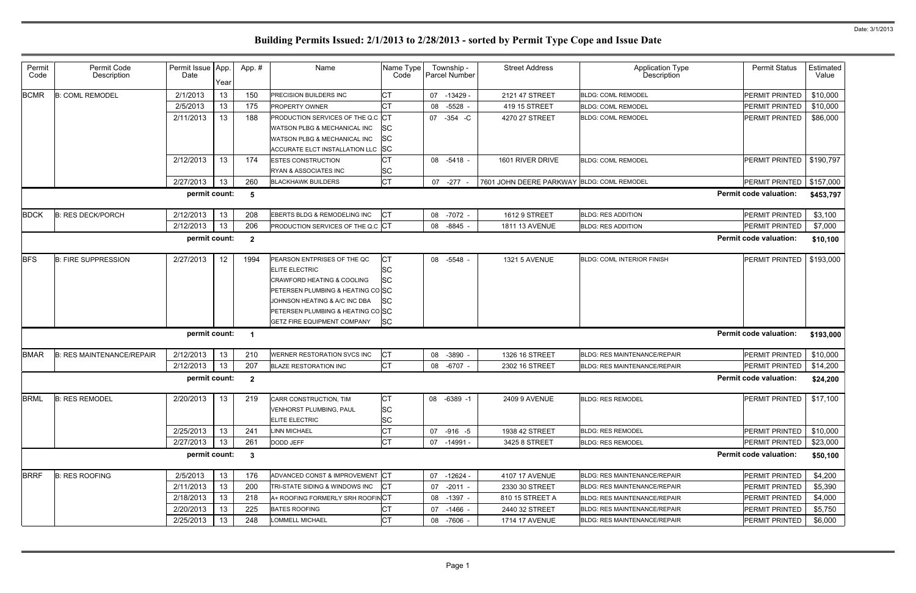# Building Permits Issued: 2/1/2013 to 2/28/2013 - sorted by Permit Type Cope and Issue Date

Date: 3/1/2013

| Permit Code | Permit Code Description | Permit Issue Date | App. Year | App. # | Name | Name Type Code | Township - Parcel Number | Street Address | Application Type Description | Permit Status | Estimated Value |
|---|---|---|---|---|---|---|---|---|---|---|---|
| BCMR | B: COML REMODEL | 2/1/2013 | 13 | 150 | PRECISION BUILDERS INC | CT | 07 -13429 - | 2121 47 STREET | BLDG: COML REMODEL | PERMIT PRINTED | $10,000 |
| | | 2/5/2013 | 13 | 175 | PROPERTY OWNER | CT | 08 -5528 - | 419 15 STREET | BLDG: COML REMODEL | PERMIT PRINTED | $10,000 |
| | | 2/11/2013 | 13 | 188 | PRODUCTION SERVICES OF THE Q.C | CT | 07 -354 -C | 4270 27 STREET | BLDG: COML REMODEL | PERMIT PRINTED | $86,000 |
| | | | | | WATSON PLBG & MECHANICAL INC | SC | | | | | |
| | | | | | WATSON PLBG & MECHANICAL INC | SC | | | | | |
| | | | | | ACCURATE ELCT INSTALLATION LLC | SC | | | | | |
| | | 2/12/2013 | 13 | 174 | ESTES CONSTRUCTION | CT | 08 -5418 - | 1601 RIVER DRIVE | BLDG: COML REMODEL | PERMIT PRINTED | $190,797 |
| | | | | | RYAN & ASSOCIATES INC | SC | | | | | |
| | | 2/27/2013 | 13 | 260 | BLACKHAWK BUILDERS | CT | 07 -277 - | 7601 JOHN DEERE PARKWAY | BLDG: COML REMODEL | PERMIT PRINTED | $157,000 |
| | | permit count: | | 5 | | | | | | Permit code valuation: | $453,797 |
| BDCK | B: RES DECK/PORCH | 2/12/2013 | 13 | 208 | EBERTS BLDG & REMODELING INC | CT | 08 -7072 - | 1612 9 STREET | BLDG: RES ADDITION | PERMIT PRINTED | $3,100 |
| | | 2/12/2013 | 13 | 206 | PRODUCTION SERVICES OF THE Q.C | CT | 08 -8845 - | 1811 13 AVENUE | BLDG: RES ADDITION | PERMIT PRINTED | $7,000 |
| | | permit count: | | 2 | | | | | | Permit code valuation: | $10,100 |
| BFS | B: FIRE SUPPRESSION | 2/27/2013 | 12 | 1994 | PEARSON ENTPRISES OF THE QC | CT | 08 -5548 - | 1321 5 AVENUE | BLDG: COML INTERIOR FINISH | PERMIT PRINTED | $193,000 |
| | | | | | ELITE ELECTRIC | SC | | | | | |
| | | | | | CRAWFORD HEATING & COOLING | SC | | | | | |
| | | | | | PETERSEN PLUMBING & HEATING CO | SC | | | | | |
| | | | | | JOHNSON HEATING & A/C INC DBA | SC | | | | | |
| | | | | | PETERSEN PLUMBING & HEATING CO | SC | | | | | |
| | | | | | GETZ FIRE EQUIPMENT COMPANY | SC | | | | | |
| | | permit count: | | 1 | | | | | | Permit code valuation: | $193,000 |
| BMAR | B: RES MAINTENANCE/REPAIR | 2/12/2013 | 13 | 210 | WERNER RESTORATION SVCS INC | CT | 08 -3890 - | 1326 16 STREET | BLDG: RES MAINTENANCE/REPAIR | PERMIT PRINTED | $10,000 |
| | | 2/12/2013 | 13 | 207 | BLAZE RESTORATION INC | CT | 08 -6707 - | 2302 16 STREET | BLDG: RES MAINTENANCE/REPAIR | PERMIT PRINTED | $14,200 |
| | | permit count: | | 2 | | | | | | Permit code valuation: | $24,200 |
| BRML | B: RES REMODEL | 2/20/2013 | 13 | 219 | CARR CONSTRUCTION, TIM | CT | 08 -6389 -1 | 2409 9 AVENUE | BLDG: RES REMODEL | PERMIT PRINTED | $17,100 |
| | | | | | VENHORST PLUMBING, PAUL | SC | | | | | |
| | | | | | ELITE ELECTRIC | SC | | | | | |
| | | 2/25/2013 | 13 | 241 | LINN MICHAEL | CT | 07 -916 -5 | 1938 42 STREET | BLDG: RES REMODEL | PERMIT PRINTED | $10,000 |
| | | 2/27/2013 | 13 | 261 | DODD JEFF | CT | 07 -14991 - | 3425 8 STREET | BLDG: RES REMODEL | PERMIT PRINTED | $23,000 |
| | | permit count: | | 3 | | | | | | Permit code valuation: | $50,100 |
| BRRF | B: RES ROOFING | 2/5/2013 | 13 | 176 | ADVANCED CONST & IMPROVEMENT | CT | 07 -12624 - | 4107 17 AVENUE | BLDG: RES MAINTENANCE/REPAIR | PERMIT PRINTED | $4,200 |
| | | 2/11/2013 | 13 | 200 | TRI-STATE SIDING & WINDOWS INC | CT | 07 -2011 - | 2330 30 STREET | BLDG: RES MAINTENANCE/REPAIR | PERMIT PRINTED | $5,390 |
| | | 2/18/2013 | 13 | 218 | A+ ROOFING FORMERLY SRH ROOFIN | CT | 08 -1397 - | 810 15 STREET A | BLDG: RES MAINTENANCE/REPAIR | PERMIT PRINTED | $4,000 |
| | | 2/20/2013 | 13 | 225 | BATES ROOFING | CT | 07 -1466 - | 2440 32 STREET | BLDG: RES MAINTENANCE/REPAIR | PERMIT PRINTED | $5,750 |
| | | 2/25/2013 | 13 | 248 | LOMMELL MICHAEL | CT | 08 -7606 - | 1714 17 AVENUE | BLDG: RES MAINTENANCE/REPAIR | PERMIT PRINTED | $6,000 |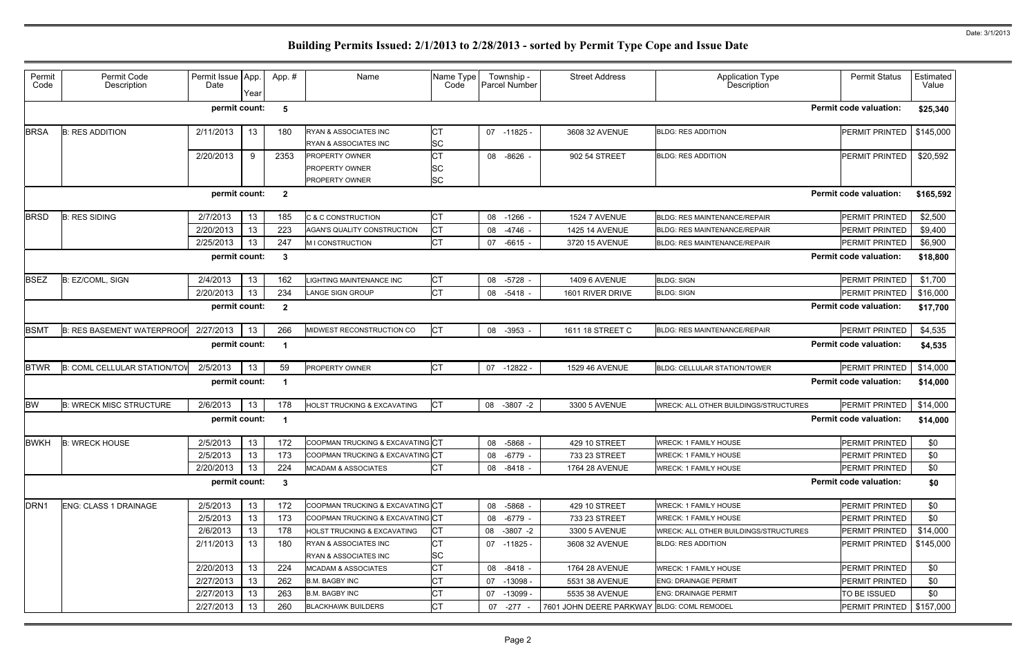# Building Permits Issued: 2/1/2013 to 2/28/2013 - sorted by Permit Type Cope and Issue Date

Date: 3/1/2013

| Permit Code | Permit Code Description | Permit Issue Date | App. Year | App. # | Name | Name Type Code | Township - Parcel Number | Street Address | Application Type Description | Permit Status | Estimated Value |
|---|---|---|---|---|---|---|---|---|---|---|---|
| | | permit count: | | 5 | | | | | | Permit code valuation: | $25,340 |
| BRSA | B: RES ADDITION | 2/11/2013 | 13 | 180 | RYAN & ASSOCIATES INC | CT | 07 -11825 - | 3608 32 AVENUE | BLDG: RES ADDITION | PERMIT PRINTED | $145,000 |
| | | | | | RYAN & ASSOCIATES INC | SC | | | | | |
| | | 2/20/2013 | 9 | 2353 | PROPERTY OWNER | CT | 08 -8626 - | 902 54 STREET | BLDG: RES ADDITION | PERMIT PRINTED | $20,592 |
| | | | | | PROPERTY OWNER | SC | | | | | |
| | | | | | PROPERTY OWNER | SC | | | | | |
| | | permit count: | | 2 | | | | | | Permit code valuation: | $165,592 |
| BRSD | B: RES SIDING | 2/7/2013 | 13 | 185 | C & C CONSTRUCTION | CT | 08 -1266 - | 1524 7 AVENUE | BLDG: RES MAINTENANCE/REPAIR | PERMIT PRINTED | $2,500 |
| | | 2/20/2013 | 13 | 223 | AGAN'S QUALITY CONSTRUCTION | CT | 08 -4746 - | 1425 14 AVENUE | BLDG: RES MAINTENANCE/REPAIR | PERMIT PRINTED | $9,400 |
| | | 2/25/2013 | 13 | 247 | M I CONSTRUCTION | CT | 07 -6615 - | 3720 15 AVENUE | BLDG: RES MAINTENANCE/REPAIR | PERMIT PRINTED | $6,900 |
| | | permit count: | | 3 | | | | | | Permit code valuation: | $18,800 |
| BSEZ | B: EZ/COML, SIGN | 2/4/2013 | 13 | 162 | LIGHTING MAINTENANCE INC | CT | 08 -5728 - | 1409 6 AVENUE | BLDG: SIGN | PERMIT PRINTED | $1,700 |
| | | 2/20/2013 | 13 | 234 | LANGE SIGN GROUP | CT | 08 -5418 - | 1601 RIVER DRIVE | BLDG: SIGN | PERMIT PRINTED | $16,000 |
| | | permit count: | | 2 | | | | | | Permit code valuation: | $17,700 |
| BSMT | B: RES BASEMENT WATERPROOF | 2/27/2013 | 13 | 266 | MIDWEST RECONSTRUCTION CO | CT | 08 -3953 - | 1611 18 STREET C | BLDG: RES MAINTENANCE/REPAIR | PERMIT PRINTED | $4,535 |
| | | permit count: | | 1 | | | | | | Permit code valuation: | $4,535 |
| BTWR | B: COML CELLULAR STATION/TOW | 2/5/2013 | 13 | 59 | PROPERTY OWNER | CT | 07 -12822 - | 1529 46 AVENUE | BLDG: CELLULAR STATION/TOWER | PERMIT PRINTED | $14,000 |
| | | permit count: | | 1 | | | | | | Permit code valuation: | $14,000 |
| BW | B: WRECK MISC STRUCTURE | 2/6/2013 | 13 | 178 | HOLST TRUCKING & EXCAVATING | CT | 08 -3807 -2 | 3300 5 AVENUE | WRECK: ALL OTHER BUILDINGS/STRUCTURES | PERMIT PRINTED | $14,000 |
| | | permit count: | | 1 | | | | | | Permit code valuation: | $14,000 |
| BWKH | B: WRECK HOUSE | 2/5/2013 | 13 | 172 | COOPMAN TRUCKING & EXCAVATING | CT | 08 -5868 - | 429 10 STREET | WRECK: 1 FAMILY HOUSE | PERMIT PRINTED | $0 |
| | | 2/5/2013 | 13 | 173 | COOPMAN TRUCKING & EXCAVATING | CT | 08 -6779 - | 733 23 STREET | WRECK: 1 FAMILY HOUSE | PERMIT PRINTED | $0 |
| | | 2/20/2013 | 13 | 224 | MCADAM & ASSOCIATES | CT | 08 -8418 - | 1764 28 AVENUE | WRECK: 1 FAMILY HOUSE | PERMIT PRINTED | $0 |
| | | permit count: | | 3 | | | | | | Permit code valuation: | $0 |
| DRN1 | ENG: CLASS 1 DRAINAGE | 2/5/2013 | 13 | 172 | COOPMAN TRUCKING & EXCAVATING | CT | 08 -5868 - | 429 10 STREET | WRECK: 1 FAMILY HOUSE | PERMIT PRINTED | $0 |
| | | 2/5/2013 | 13 | 173 | COOPMAN TRUCKING & EXCAVATING | CT | 08 -6779 - | 733 23 STREET | WRECK: 1 FAMILY HOUSE | PERMIT PRINTED | $0 |
| | | 2/6/2013 | 13 | 178 | HOLST TRUCKING & EXCAVATING | CT | 08 -3807 -2 | 3300 5 AVENUE | WRECK: ALL OTHER BUILDINGS/STRUCTURES | PERMIT PRINTED | $14,000 |
| | | 2/11/2013 | 13 | 180 | RYAN & ASSOCIATES INC | CT | 07 -11825 - | 3608 32 AVENUE | BLDG: RES ADDITION | PERMIT PRINTED | $145,000 |
| | | | | | RYAN & ASSOCIATES INC | SC | | | | | |
| | | 2/20/2013 | 13 | 224 | MCADAM & ASSOCIATES | CT | 08 -8418 - | 1764 28 AVENUE | WRECK: 1 FAMILY HOUSE | PERMIT PRINTED | $0 |
| | | 2/27/2013 | 13 | 262 | B.M. BAGBY INC | CT | 07 -13098 - | 5531 38 AVENUE | ENG: DRAINAGE PERMIT | PERMIT PRINTED | $0 |
| | | 2/27/2013 | 13 | 263 | B.M. BAGBY INC | CT | 07 -13099 - | 5535 38 AVENUE | ENG: DRAINAGE PERMIT | TO BE ISSUED | $0 |
| | | 2/27/2013 | 13 | 260 | BLACKHAWK BUILDERS | CT | 07 -277 - | 7601 JOHN DEERE PARKWAY | BLDG: COML REMODEL | PERMIT PRINTED | $157,000 |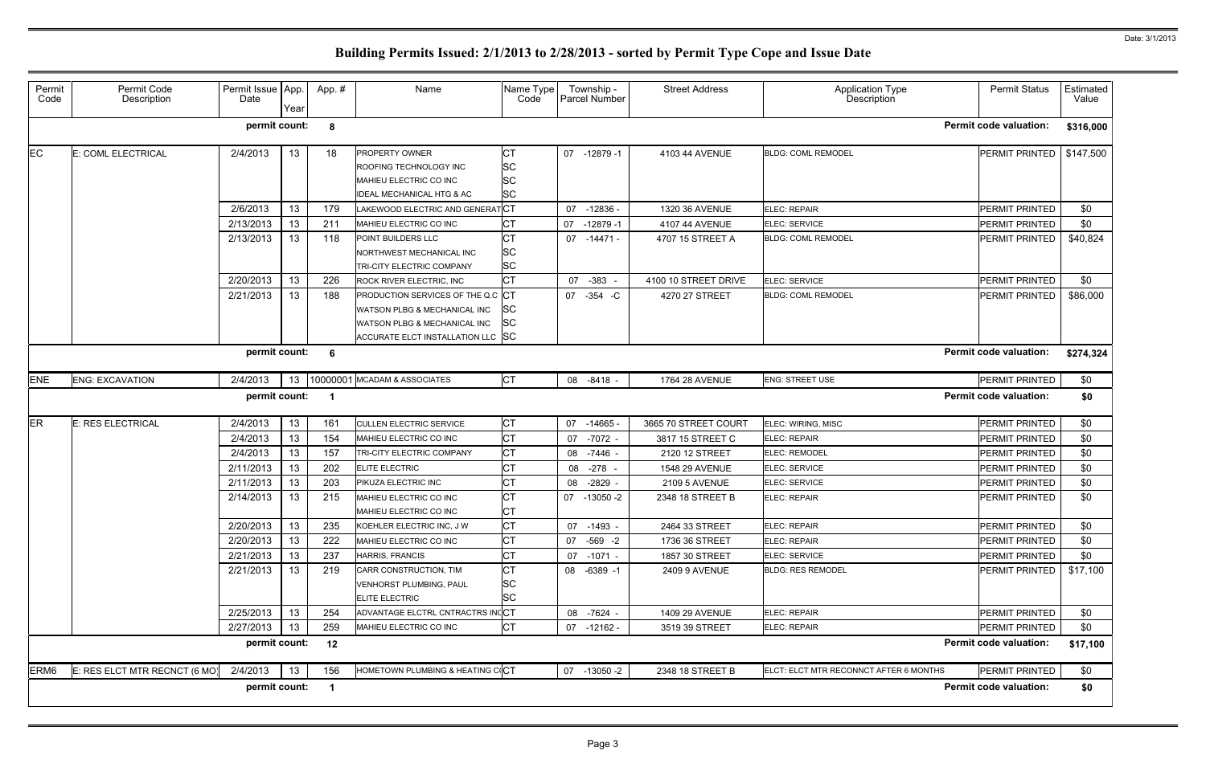# Building Permits Issued: 2/1/2013 to 2/28/2013 - sorted by Permit Type Cope and Issue Date

Date: 3/1/2013

| Permit Code | Permit Code Description | Permit Issue Date | App. Year | App. # | Name | Name Type Code | Township - Parcel Number | Street Address | Application Type Description | Permit Status | Estimated Value |
|---|---|---|---|---|---|---|---|---|---|---|---|
| | | permit count: | | 8 | | | | | | Permit code valuation: | $316,000 |
| EC | E: COML ELECTRICAL | 2/4/2013 | 13 | 18 | PROPERTY OWNER | CT | 07 -12879 -1 | 4103 44 AVENUE | BLDG: COML REMODEL | PERMIT PRINTED | $147,500 |
| | | | | | ROOFING TECHNOLOGY INC | SC | | | | | |
| | | | | | MAHIEU ELECTRIC CO INC | SC | | | | | |
| | | | | | IDEAL MECHANICAL HTG & AC | SC | | | | | |
| | | 2/6/2013 | 13 | 179 | LAKEWOOD ELECTRIC AND GENERAT | CT | 07 -12836 - | 1320 36 AVENUE | ELEC: REPAIR | PERMIT PRINTED | $0 |
| | | 2/13/2013 | 13 | 211 | MAHIEU ELECTRIC CO INC | CT | 07 -12879 -1 | 4107 44 AVENUE | ELEC: SERVICE | PERMIT PRINTED | $0 |
| | | 2/13/2013 | 13 | 118 | POINT BUILDERS LLC | CT | 07 -14471 - | 4707 15 STREET A | BLDG: COML REMODEL | PERMIT PRINTED | $40,824 |
| | | | | | NORTHWEST MECHANICAL INC | SC | | | | | |
| | | | | | TRI-CITY ELECTRIC COMPANY | SC | | | | | |
| | | 2/20/2013 | 13 | 226 | ROCK RIVER ELECTRIC, INC | CT | 07 -383 - | 4100 10 STREET DRIVE | ELEC: SERVICE | PERMIT PRINTED | $0 |
| | | 2/21/2013 | 13 | 188 | PRODUCTION SERVICES OF THE Q.C | CT | 07 -354 -C | 4270 27 STREET | BLDG: COML REMODEL | PERMIT PRINTED | $86,000 |
| | | | | | WATSON PLBG & MECHANICAL INC | SC | | | | | |
| | | | | | WATSON PLBG & MECHANICAL INC | SC | | | | | |
| | | | | | ACCURATE ELCT INSTALLATION LLC | SC | | | | | |
| | | permit count: | | 6 | | | | | | Permit code valuation: | $274,324 |
| ENE | ENG: EXCAVATION | 2/4/2013 | 13 | 10000001 | MCADAM & ASSOCIATES | CT | 08 -8418 - | 1764 28 AVENUE | ENG: STREET USE | PERMIT PRINTED | $0 |
| | | permit count: | | 1 | | | | | | Permit code valuation: | $0 |
| ER | E: RES ELECTRICAL | 2/4/2013 | 13 | 161 | CULLEN ELECTRIC SERVICE | CT | 07 -14665 - | 3665 70 STREET COURT | ELEC: WIRING, MISC | PERMIT PRINTED | $0 |
| | | 2/4/2013 | 13 | 154 | MAHIEU ELECTRIC CO INC | CT | 07 -7072 - | 3817 15 STREET C | ELEC: REPAIR | PERMIT PRINTED | $0 |
| | | 2/4/2013 | 13 | 157 | TRI-CITY ELECTRIC COMPANY | CT | 08 -7446 - | 2120 12 STREET | ELEC: REMODEL | PERMIT PRINTED | $0 |
| | | 2/11/2013 | 13 | 202 | ELITE ELECTRIC | CT | 08 -278 - | 1548 29 AVENUE | ELEC: SERVICE | PERMIT PRINTED | $0 |
| | | 2/11/2013 | 13 | 203 | PIKUZA ELECTRIC INC | CT | 08 -2829 - | 2109 5 AVENUE | ELEC: SERVICE | PERMIT PRINTED | $0 |
| | | 2/14/2013 | 13 | 215 | MAHIEU ELECTRIC CO INC | CT | 07 -13050 -2 | 2348 18 STREET B | ELEC: REPAIR | PERMIT PRINTED | $0 |
| | | | | | MAHIEU ELECTRIC CO INC | CT | | | | | |
| | | 2/20/2013 | 13 | 235 | KOEHLER ELECTRIC INC, J W | CT | 07 -1493 - | 2464 33 STREET | ELEC: REPAIR | PERMIT PRINTED | $0 |
| | | 2/20/2013 | 13 | 222 | MAHIEU ELECTRIC CO INC | CT | 07 -569 -2 | 1736 36 STREET | ELEC: REPAIR | PERMIT PRINTED | $0 |
| | | 2/21/2013 | 13 | 237 | HARRIS, FRANCIS | CT | 07 -1071 - | 1857 30 STREET | ELEC: SERVICE | PERMIT PRINTED | $0 |
| | | 2/21/2013 | 13 | 219 | CARR CONSTRUCTION, TIM | CT | 08 -6389 -1 | 2409 9 AVENUE | BLDG: RES REMODEL | PERMIT PRINTED | $17,100 |
| | | | | | VENHORST PLUMBING, PAUL | SC | | | | | |
| | | | | | ELITE ELECTRIC | SC | | | | | |
| | | 2/25/2013 | 13 | 254 | ADVANTAGE ELCTRL CNTRACTRS INC | CT | 08 -7624 - | 1409 29 AVENUE | ELEC: REPAIR | PERMIT PRINTED | $0 |
| | | 2/27/2013 | 13 | 259 | MAHIEU ELECTRIC CO INC | CT | 07 -12162 - | 3519 39 STREET | ELEC: REPAIR | PERMIT PRINTED | $0 |
| | | permit count: | | 12 | | | | | | Permit code valuation: | $17,100 |
| ERM6 | E: RES ELCT MTR RECNCT (6 MO) | 2/4/2013 | 13 | 156 | HOMETOWN PLUMBING & HEATING CO | CT | 07 -13050 -2 | 2348 18 STREET B | ELCT: ELCT MTR RECONNCT AFTER 6 MONTHS | PERMIT PRINTED | $0 |
| | | permit count: | | 1 | | | | | | Permit code valuation: | $0 |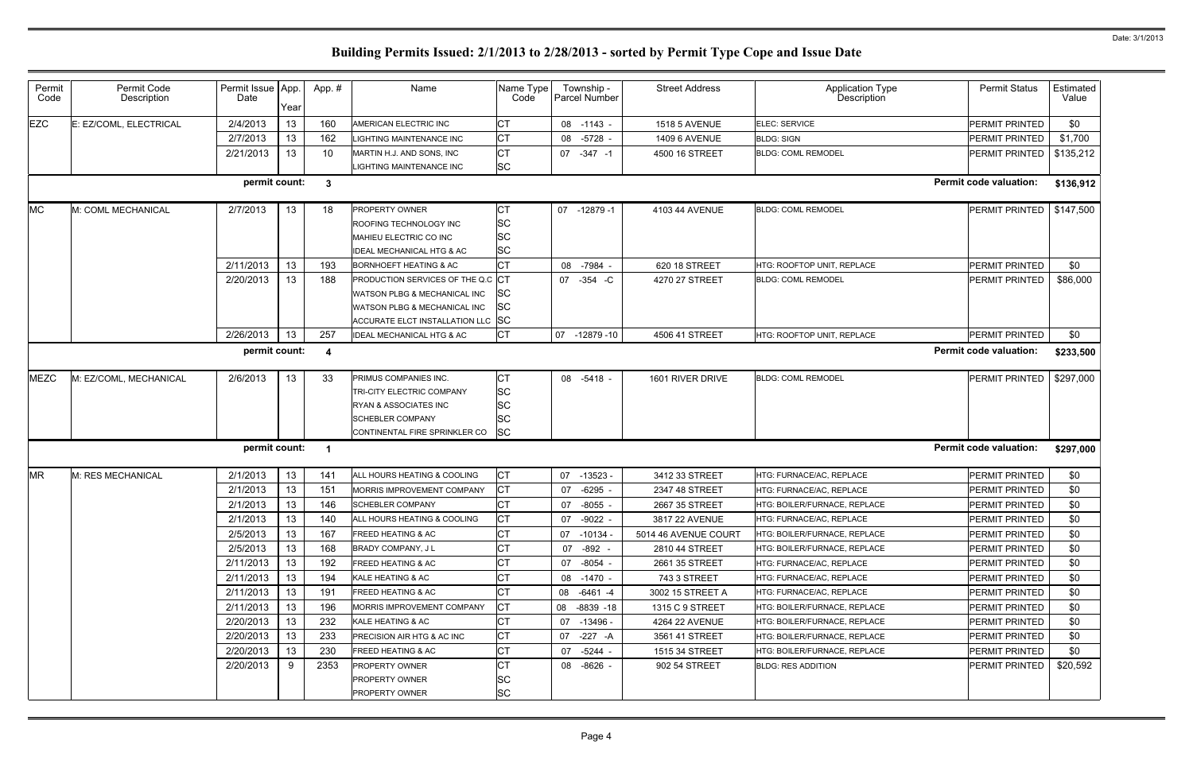# Building Permits Issued: 2/1/2013 to 2/28/2013 - sorted by Permit Type Cope and Issue Date

| Permit Code | Permit Code Description | Permit Issue Date | App. Year | App. # | Name | Name Type Code | Township - Parcel Number | Street Address | Application Type Description | Permit Status | Estimated Value |
|---|---|---|---|---|---|---|---|---|---|---|---|
| EZC | E: EZ/COML, ELECTRICAL | 2/4/2013 | 13 | 160 | AMERICAN ELECTRIC INC | CT | 08 -1143 - | 1518 5 AVENUE | ELEC: SERVICE | PERMIT PRINTED | $0 |
| | | 2/7/2013 | 13 | 162 | LIGHTING MAINTENANCE INC | CT | 08 -5728 - | 1409 6 AVENUE | BLDG: SIGN | PERMIT PRINTED | $1,700 |
| | | 2/21/2013 | 13 | 10 | MARTIN H.J. AND SONS, INC | CT | 07 -347 -1 | 4500 16 STREET | BLDG: COML REMODEL | PERMIT PRINTED | $135,212 |
| | | | | | LIGHTING MAINTENANCE INC | SC | | | | | |
| | | **permit count:** | | **3** | | | | | | **Permit code valuation:** | **$136,912** |
| MC | M: COML MECHANICAL | 2/7/2013 | 13 | 18 | PROPERTY OWNER | CT | 07 -12879 -1 | 4103 44 AVENUE | BLDG: COML REMODEL | PERMIT PRINTED | $147,500 |
| | | | | | ROOFING TECHNOLOGY INC | SC | | | | | |
| | | | | | MAHIEU ELECTRIC CO INC | SC | | | | | |
| | | | | | IDEAL MECHANICAL HTG & AC | SC | | | | | |
| | | 2/11/2013 | 13 | 193 | BORNHOEFT HEATING & AC | CT | 08 -7984 - | 620 18 STREET | HTG: ROOFTOP UNIT, REPLACE | PERMIT PRINTED | $0 |
| | | 2/20/2013 | 13 | 188 | PRODUCTION SERVICES OF THE Q.C | CT | 07 -354 -C | 4270 27 STREET | BLDG: COML REMODEL | PERMIT PRINTED | $86,000 |
| | | | | | WATSON PLBG & MECHANICAL INC | SC | | | | | |
| | | | | | WATSON PLBG & MECHANICAL INC | SC | | | | | |
| | | | | | ACCURATE ELCT INSTALLATION LLC | SC | | | | | |
| | | 2/26/2013 | 13 | 257 | IDEAL MECHANICAL HTG & AC | CT | 07 -12879 -10 | 4506 41 STREET | HTG: ROOFTOP UNIT, REPLACE | PERMIT PRINTED | $0 |
| | | **permit count:** | | **4** | | | | | | **Permit code valuation:** | **$233,500** |
| MEZC | M: EZ/COML, MECHANICAL | 2/6/2013 | 13 | 33 | PRIMUS COMPANIES INC. | CT | 08 -5418 - | 1601 RIVER DRIVE | BLDG: COML REMODEL | PERMIT PRINTED | $297,000 |
| | | | | | TRI-CITY ELECTRIC COMPANY | SC | | | | | |
| | | | | | RYAN & ASSOCIATES INC | SC | | | | | |
| | | | | | SCHEBLER COMPANY | SC | | | | | |
| | | | | | CONTINENTAL FIRE SPRINKLER CO | SC | | | | | |
| | | **permit count:** | | **1** | | | | | | **Permit code valuation:** | **$297,000** |
| MR | M: RES MECHANICAL | 2/1/2013 | 13 | 141 | ALL HOURS HEATING & COOLING | CT | 07 -13523 - | 3412 33 STREET | HTG: FURNACE/AC, REPLACE | PERMIT PRINTED | $0 |
| | | 2/1/2013 | 13 | 151 | MORRIS IMPROVEMENT COMPANY | CT | 07 -6295 - | 2347 48 STREET | HTG: FURNACE/AC, REPLACE | PERMIT PRINTED | $0 |
| | | 2/1/2013 | 13 | 146 | SCHEBLER COMPANY | CT | 07 -8055 - | 2667 35 STREET | HTG: BOILER/FURNACE, REPLACE | PERMIT PRINTED | $0 |
| | | 2/1/2013 | 13 | 140 | ALL HOURS HEATING & COOLING | CT | 07 -9022 - | 3817 22 AVENUE | HTG: FURNACE/AC, REPLACE | PERMIT PRINTED | $0 |
| | | 2/5/2013 | 13 | 167 | FREED HEATING & AC | CT | 07 -10134 - | 5014 46 AVENUE COURT | HTG: BOILER/FURNACE, REPLACE | PERMIT PRINTED | $0 |
| | | 2/5/2013 | 13 | 168 | BRADY COMPANY, J L | CT | 07 -892 - | 2810 44 STREET | HTG: BOILER/FURNACE, REPLACE | PERMIT PRINTED | $0 |
| | | 2/11/2013 | 13 | 192 | FREED HEATING & AC | CT | 07 -8054 - | 2661 35 STREET | HTG: FURNACE/AC, REPLACE | PERMIT PRINTED | $0 |
| | | 2/11/2013 | 13 | 194 | KALE HEATING & AC | CT | 08 -1470 - | 743 3 STREET | HTG: FURNACE/AC, REPLACE | PERMIT PRINTED | $0 |
| | | 2/11/2013 | 13 | 191 | FREED HEATING & AC | CT | 08 -6461 -4 | 3002 15 STREET A | HTG: FURNACE/AC, REPLACE | PERMIT PRINTED | $0 |
| | | 2/11/2013 | 13 | 196 | MORRIS IMPROVEMENT COMPANY | CT | 08 -8839 -18 | 1315 C 9 STREET | HTG: BOILER/FURNACE, REPLACE | PERMIT PRINTED | $0 |
| | | 2/20/2013 | 13 | 232 | KALE HEATING & AC | CT | 07 -13496 - | 4264 22 AVENUE | HTG: BOILER/FURNACE, REPLACE | PERMIT PRINTED | $0 |
| | | 2/20/2013 | 13 | 233 | PRECISION AIR HTG & AC INC | CT | 07 -227 -A | 3561 41 STREET | HTG: BOILER/FURNACE, REPLACE | PERMIT PRINTED | $0 |
| | | 2/20/2013 | 13 | 230 | FREED HEATING & AC | CT | 07 -5244 - | 1515 34 STREET | HTG: BOILER/FURNACE, REPLACE | PERMIT PRINTED | $0 |
| | | 2/20/2013 | 9 | 2353 | PROPERTY OWNER | CT | 08 -8626 - | 902 54 STREET | BLDG: RES ADDITION | PERMIT PRINTED | $20,592 |
| | | | | | PROPERTY OWNER | SC | | | | | |
| | | | | | PROPERTY OWNER | SC | | | | | |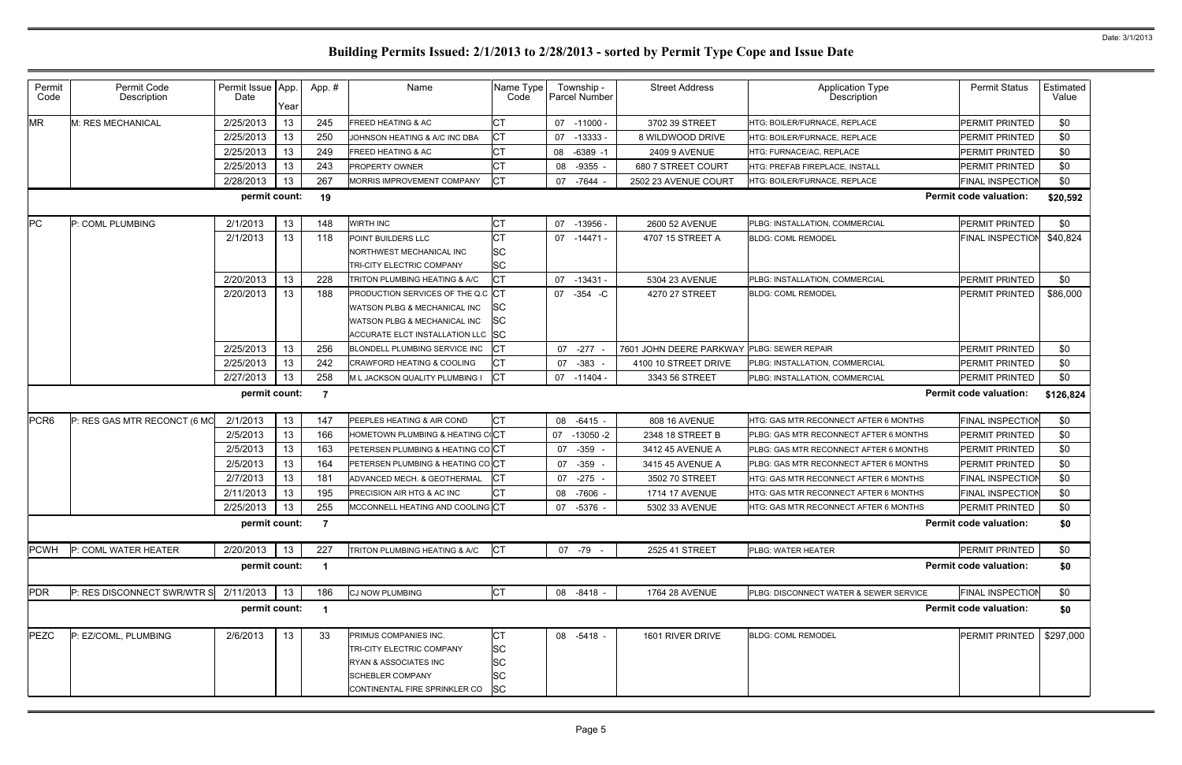# Building Permits Issued: 2/1/2013 to 2/28/2013 - sorted by Permit Type Cope and Issue Date

| Permit Code | Permit Code Description | Permit Issue Date | App. Year | App. # | Name | Name Type Code | Township - Parcel Number | Street Address | Application Type Description | Permit Status | Estimated Value |
|---|---|---|---|---|---|---|---|---|---|---|---|
| MR | M: RES MECHANICAL | 2/25/2013 | 13 | 245 | FREED HEATING & AC | CT | 07 -11000 - | 3702 39 STREET | HTG: BOILER/FURNACE, REPLACE | PERMIT PRINTED | $0 |
| | | 2/25/2013 | 13 | 250 | JOHNSON HEATING & A/C INC DBA | CT | 07 -13333 - | 8 WILDWOOD DRIVE | HTG: BOILER/FURNACE, REPLACE | PERMIT PRINTED | $0 |
| | | 2/25/2013 | 13 | 249 | FREED HEATING & AC | CT | 08 -6389 -1 | 2409 9 AVENUE | HTG: FURNACE/AC, REPLACE | PERMIT PRINTED | $0 |
| | | 2/25/2013 | 13 | 243 | PROPERTY OWNER | CT | 08 -9355 - | 680 7 STREET COURT | HTG: PREFAB FIREPLACE, INSTALL | PERMIT PRINTED | $0 |
| | | 2/28/2013 | 13 | 267 | MORRIS IMPROVEMENT COMPANY | CT | 07 -7644 - | 2502 23 AVENUE COURT | HTG: BOILER/FURNACE, REPLACE | FINAL INSPECTION | $0 |
| | | permit count: | | 19 | | | | | | Permit code valuation: | $20,592 |
| PC | P: COML PLUMBING | 2/1/2013 | 13 | 148 | WIRTH INC | CT | 07 -13956 - | 2600 52 AVENUE | PLBG: INSTALLATION, COMMERCIAL | PERMIT PRINTED | $0 |
| | | 2/1/2013 | 13 | 118 | POINT BUILDERS LLC | CT | 07 -14471 - | 4707 15 STREET A | BLDG: COML REMODEL | FINAL INSPECTION | $40,824 |
| | | | | | NORTHWEST MECHANICAL INC | SC | | | | | |
| | | | | | TRI-CITY ELECTRIC COMPANY | SC | | | | | |
| | | 2/20/2013 | 13 | 228 | TRITON PLUMBING HEATING & A/C | CT | 07 -13431 - | 5304 23 AVENUE | PLBG: INSTALLATION, COMMERCIAL | PERMIT PRINTED | $0 |
| | | 2/20/2013 | 13 | 188 | PRODUCTION SERVICES OF THE Q.C | CT | 07 -354 -C | 4270 27 STREET | BLDG: COML REMODEL | PERMIT PRINTED | $86,000 |
| | | | | | WATSON PLBG & MECHANICAL INC | SC | | | | | |
| | | | | | WATSON PLBG & MECHANICAL INC | SC | | | | | |
| | | | | | ACCURATE ELCT INSTALLATION LLC | SC | | | | | |
| | | 2/25/2013 | 13 | 256 | BLONDELL PLUMBING SERVICE INC | CT | 07 -277 - | 7601 JOHN DEERE PARKWAY | PLBG: SEWER REPAIR | PERMIT PRINTED | $0 |
| | | 2/25/2013 | 13 | 242 | CRAWFORD HEATING & COOLING | CT | 07 -383 - | 4100 10 STREET DRIVE | PLBG: INSTALLATION, COMMERCIAL | PERMIT PRINTED | $0 |
| | | 2/27/2013 | 13 | 258 | M L JACKSON QUALITY PLUMBING I | CT | 07 -11404 - | 3343 56 STREET | PLBG: INSTALLATION, COMMERCIAL | PERMIT PRINTED | $0 |
| | | permit count: | | 7 | | | | | | Permit code valuation: | $126,824 |
| PCR6 | P: RES GAS MTR RECONCT (6 MO | 2/1/2013 | 13 | 147 | PEEPLES HEATING & AIR COND | CT | 08 -6415 - | 808 16 AVENUE | HTG: GAS MTR RECONNECT AFTER 6 MONTHS | FINAL INSPECTION | $0 |
| | | 2/5/2013 | 13 | 166 | HOMETOWN PLUMBING & HEATING CO | CT | 07 -13050 -2 | 2348 18 STREET B | PLBG: GAS MTR RECONNECT AFTER 6 MONTHS | PERMIT PRINTED | $0 |
| | | 2/5/2013 | 13 | 163 | PETERSEN PLUMBING & HEATING CO | CT | 07 -359 - | 3412 45 AVENUE A | PLBG: GAS MTR RECONNECT AFTER 6 MONTHS | PERMIT PRINTED | $0 |
| | | 2/5/2013 | 13 | 164 | PETERSEN PLUMBING & HEATING CO | CT | 07 -359 - | 3415 45 AVENUE A | PLBG: GAS MTR RECONNECT AFTER 6 MONTHS | PERMIT PRINTED | $0 |
| | | 2/7/2013 | 13 | 181 | ADVANCED MECH. & GEOTHERMAL | CT | 07 -275 - | 3502 70 STREET | HTG: GAS MTR RECONNECT AFTER 6 MONTHS | FINAL INSPECTION | $0 |
| | | 2/11/2013 | 13 | 195 | PRECISION AIR HTG & AC INC | CT | 08 -7606 - | 1714 17 AVENUE | HTG: GAS MTR RECONNECT AFTER 6 MONTHS | FINAL INSPECTION | $0 |
| | | 2/25/2013 | 13 | 255 | MCCONNELL HEATING AND COOLING | CT | 07 -5376 - | 5302 33 AVENUE | HTG: GAS MTR RECONNECT AFTER 6 MONTHS | PERMIT PRINTED | $0 |
| | | permit count: | | 7 | | | | | | Permit code valuation: | $0 |
| PCWH | P: COML WATER HEATER | 2/20/2013 | 13 | 227 | TRITON PLUMBING HEATING & A/C | CT | 07 -79 - | 2525 41 STREET | PLBG: WATER HEATER | PERMIT PRINTED | $0 |
| | | permit count: | | 1 | | | | | | Permit code valuation: | $0 |
| PDR | P: RES DISCONNECT SWR/WTR S | 2/11/2013 | 13 | 186 | CJ NOW PLUMBING | CT | 08 -8418 - | 1764 28 AVENUE | PLBG: DISCONNECT WATER & SEWER SERVICE | FINAL INSPECTION | $0 |
| | | permit count: | | 1 | | | | | | Permit code valuation: | $0 |
| PEZC | P: EZ/COML, PLUMBING | 2/6/2013 | 13 | 33 | PRIMUS COMPANIES INC. | CT | 08 -5418 - | 1601 RIVER DRIVE | BLDG: COML REMODEL | PERMIT PRINTED | $297,000 |
| | | | | | TRI-CITY ELECTRIC COMPANY | SC | | | | | |
| | | | | | RYAN & ASSOCIATES INC | SC | | | | | |
| | | | | | SCHEBLER COMPANY | SC | | | | | |
| | | | | | CONTINENTAL FIRE SPRINKLER CO | SC | | | | | |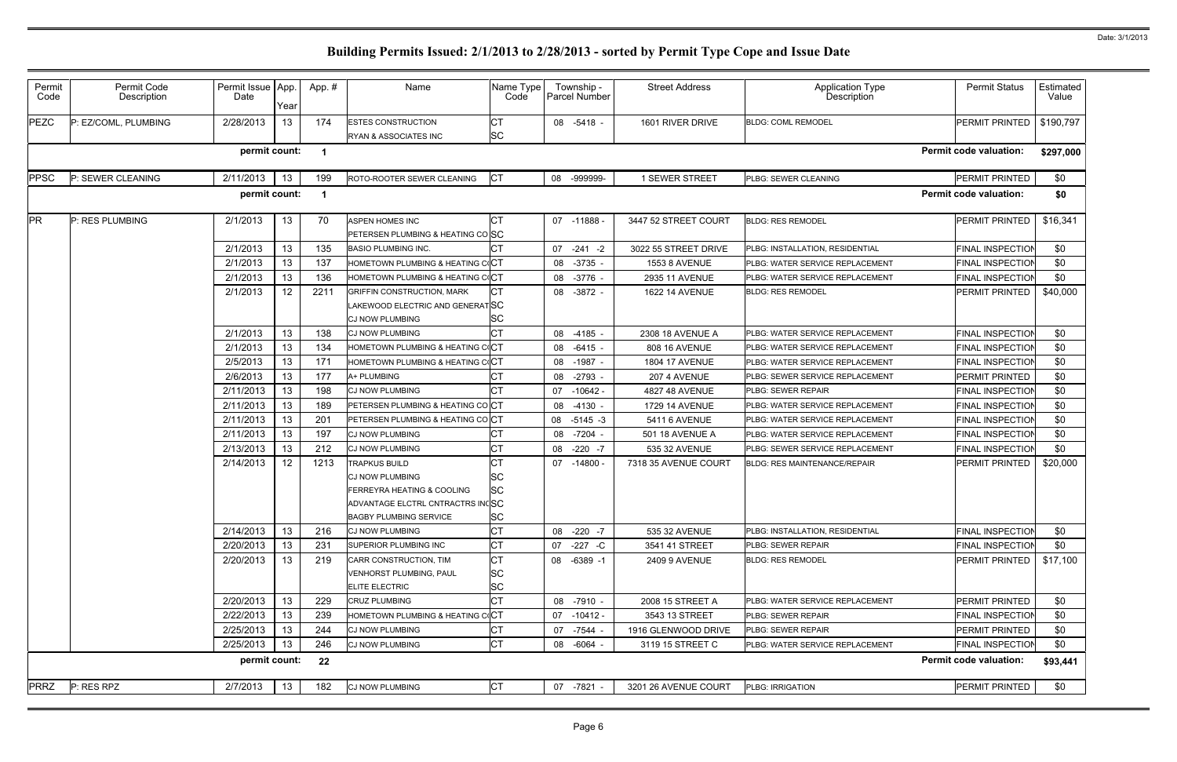# Building Permits Issued: 2/1/2013 to 2/28/2013 - sorted by Permit Type Cope and Issue Date

| Permit Code | Permit Code Description | Permit Issue Date | App. Year | App. # | Name | Name Type Code | Township - Parcel Number | Street Address | Application Type Description | Permit Status | Estimated Value |
|---|---|---|---|---|---|---|---|---|---|---|---|
| PEZC | P: EZ/COML, PLUMBING | 2/28/2013 | 13 | 174 | ESTES CONSTRUCTION | CT | 08 -5418 - | 1601 RIVER DRIVE | BLDG: COML REMODEL | PERMIT PRINTED | $190,797 |
| | | | | | RYAN & ASSOCIATES INC | SC | | | | | |
| | | **permit count:** | | **1** | | | | | | **Permit code valuation:** | **$297,000** |
| PPSC | P: SEWER CLEANING | 2/11/2013 | 13 | 199 | ROTO-ROOTER SEWER CLEANING | CT | 08 -999999- | 1 SEWER STREET | PLBG: SEWER CLEANING | PERMIT PRINTED | $0 |
| | | **permit count:** | | **1** | | | | | | **Permit code valuation:** | **$0** |
| PR | P: RES PLUMBING | 2/1/2013 | 13 | 70 | ASPEN HOMES INC | CT | 07 -11888 - | 3447 52 STREET COURT | BLDG: RES REMODEL | PERMIT PRINTED | $16,341 |
| | | | | | PETERSEN PLUMBING & HEATING CO | SC | | | | | |
| | | 2/1/2013 | 13 | 135 | BASIO PLUMBING INC. | CT | 07 -241 -2 | 3022 55 STREET DRIVE | PLBG: INSTALLATION, RESIDENTIAL | FINAL INSPECTION | $0 |
| | | 2/1/2013 | 13 | 137 | HOMETOWN PLUMBING & HEATING CO | CT | 08 -3735 - | 1553 8 AVENUE | PLBG: WATER SERVICE REPLACEMENT | FINAL INSPECTION | $0 |
| | | 2/1/2013 | 13 | 136 | HOMETOWN PLUMBING & HEATING CO | CT | 08 -3776 - | 2935 11 AVENUE | PLBG: WATER SERVICE REPLACEMENT | FINAL INSPECTION | $0 |
| | | 2/1/2013 | 12 | 2211 | GRIFFIN CONSTRUCTION, MARK | CT | 08 -3872 - | 1622 14 AVENUE | BLDG: RES REMODEL | PERMIT PRINTED | $40,000 |
| | | | | | LAKEWOOD ELECTRIC AND GENERAT | SC | | | | | |
| | | | | | CJ NOW PLUMBING | SC | | | | | |
| | | 2/1/2013 | 13 | 138 | CJ NOW PLUMBING | CT | 08 -4185 - | 2308 18 AVENUE A | PLBG: WATER SERVICE REPLACEMENT | FINAL INSPECTION | $0 |
| | | 2/1/2013 | 13 | 134 | HOMETOWN PLUMBING & HEATING CO | CT | 08 -6415 - | 808 16 AVENUE | PLBG: WATER SERVICE REPLACEMENT | FINAL INSPECTION | $0 |
| | | 2/5/2013 | 13 | 171 | HOMETOWN PLUMBING & HEATING CO | CT | 08 -1987 - | 1804 17 AVENUE | PLBG: WATER SERVICE REPLACEMENT | FINAL INSPECTION | $0 |
| | | 2/6/2013 | 13 | 177 | A+ PLUMBING | CT | 08 -2793 - | 207 4 AVENUE | PLBG: SEWER SERVICE REPLACEMENT | PERMIT PRINTED | $0 |
| | | 2/11/2013 | 13 | 198 | CJ NOW PLUMBING | CT | 07 -10642 - | 4827 48 AVENUE | PLBG: SEWER REPAIR | FINAL INSPECTION | $0 |
| | | 2/11/2013 | 13 | 189 | PETERSEN PLUMBING & HEATING CO | CT | 08 -4130 - | 1729 14 AVENUE | PLBG: WATER SERVICE REPLACEMENT | FINAL INSPECTION | $0 |
| | | 2/11/2013 | 13 | 201 | PETERSEN PLUMBING & HEATING CO | CT | 08 -5145 -3 | 5411 6 AVENUE | PLBG: WATER SERVICE REPLACEMENT | FINAL INSPECTION | $0 |
| | | 2/11/2013 | 13 | 197 | CJ NOW PLUMBING | CT | 08 -7204 - | 501 18 AVENUE A | PLBG: WATER SERVICE REPLACEMENT | FINAL INSPECTION | $0 |
| | | 2/13/2013 | 13 | 212 | CJ NOW PLUMBING | CT | 08 -220 -7 | 535 32 AVENUE | PLBG: SEWER SERVICE REPLACEMENT | FINAL INSPECTION | $0 |
| | | 2/14/2013 | 12 | 1213 | TRAPKUS BUILD | CT | 07 -14800 - | 7318 35 AVENUE COURT | BLDG: RES MAINTENANCE/REPAIR | PERMIT PRINTED | $20,000 |
| | | | | | CJ NOW PLUMBING | SC | | | | | |
| | | | | | FERREYRA HEATING & COOLING | SC | | | | | |
| | | | | | ADVANTAGE ELCTRL CNTRACTRS INC | SC | | | | | |
| | | | | | BAGBY PLUMBING SERVICE | SC | | | | | |
| | | 2/14/2013 | 13 | 216 | CJ NOW PLUMBING | CT | 08 -220 -7 | 535 32 AVENUE | PLBG: INSTALLATION, RESIDENTIAL | FINAL INSPECTION | $0 |
| | | 2/20/2013 | 13 | 231 | SUPERIOR PLUMBING INC | CT | 07 -227 -C | 3541 41 STREET | PLBG: SEWER REPAIR | FINAL INSPECTION | $0 |
| | | 2/20/2013 | 13 | 219 | CARR CONSTRUCTION, TIM | CT | 08 -6389 -1 | 2409 9 AVENUE | BLDG: RES REMODEL | PERMIT PRINTED | $17,100 |
| | | | | | VENHORST PLUMBING, PAUL | SC | | | | | |
| | | | | | ELITE ELECTRIC | SC | | | | | |
| | | 2/20/2013 | 13 | 229 | CRUZ PLUMBING | CT | 08 -7910 - | 2008 15 STREET A | PLBG: WATER SERVICE REPLACEMENT | PERMIT PRINTED | $0 |
| | | 2/22/2013 | 13 | 239 | HOMETOWN PLUMBING & HEATING CO | CT | 07 -10412 - | 3543 13 STREET | PLBG: SEWER REPAIR | FINAL INSPECTION | $0 |
| | | 2/25/2013 | 13 | 244 | CJ NOW PLUMBING | CT | 07 -7544 - | 1916 GLENWOOD DRIVE | PLBG: SEWER REPAIR | PERMIT PRINTED | $0 |
| | | 2/25/2013 | 13 | 246 | CJ NOW PLUMBING | CT | 08 -6064 - | 3119 15 STREET C | PLBG: WATER SERVICE REPLACEMENT | FINAL INSPECTION | $0 |
| | | **permit count:** | | **22** | | | | | | **Permit code valuation:** | **$93,441** |
| PRRZ | P: RES RPZ | 2/7/2013 | 13 | 182 | CJ NOW PLUMBING | CT | 07 -7821 - | 3201 26 AVENUE COURT | PLBG: IRRIGATION | PERMIT PRINTED | $0 |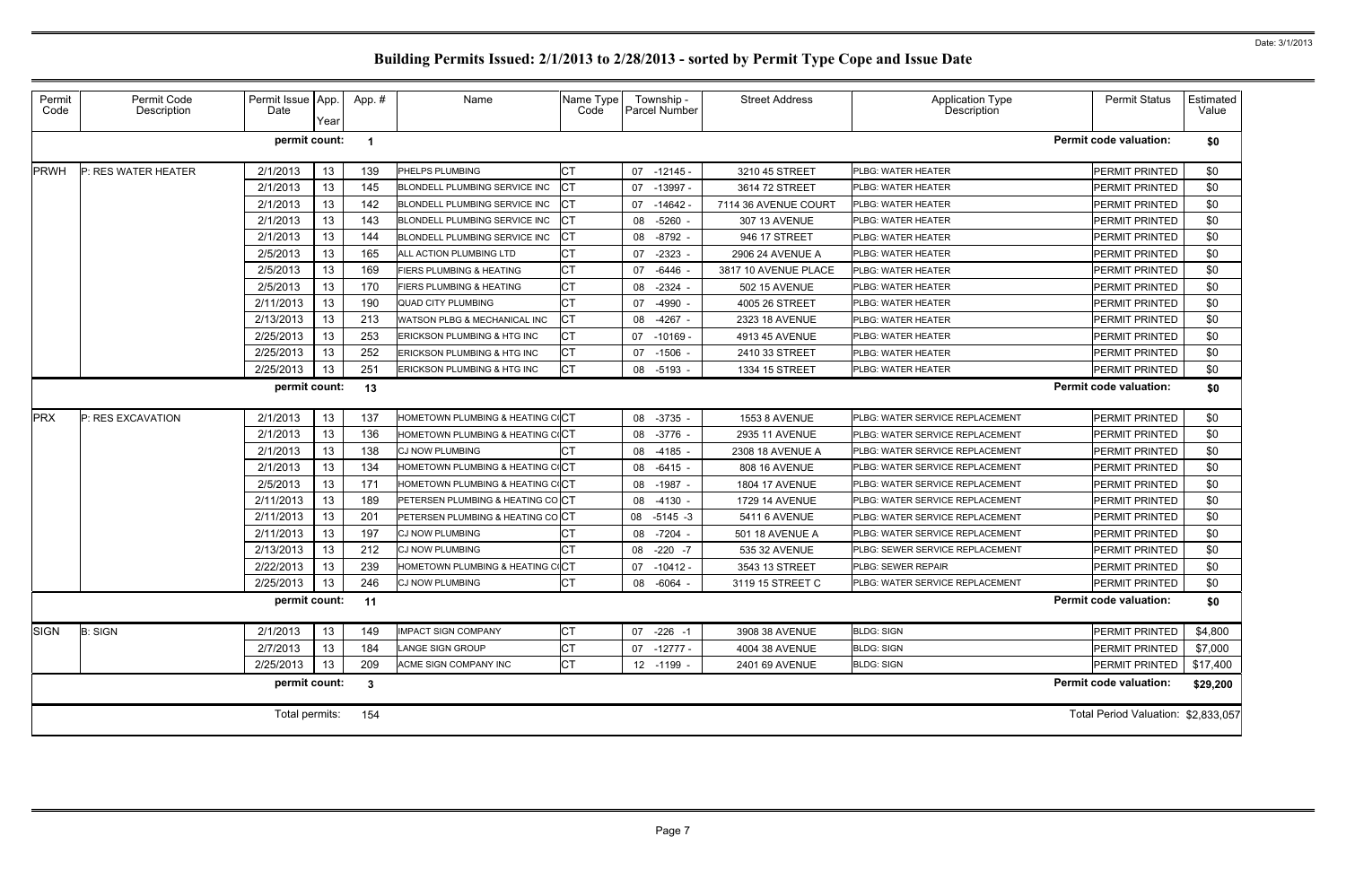# Building Permits Issued: 2/1/2013 to 2/28/2013 - sorted by Permit Type Cope and Issue Date

Date: 3/1/2013

| Permit Code | Permit Code Description | Permit Issue Date | App. Year | App. # | Name | Name Type Code | Township - Parcel Number | Street Address | Application Type Description | Permit Status | Estimated Value |
|---|---|---|---|---|---|---|---|---|---|---|---|
| | | permit count: | | 1 | | | | | | Permit code valuation: | $0 |
| PRWH | P: RES WATER HEATER | 2/1/2013 | 13 | 139 | PHELPS PLUMBING | CT | 07 -12145 - | 3210 45 STREET | PLBG: WATER HEATER | PERMIT PRINTED | $0 |
| | | 2/1/2013 | 13 | 145 | BLONDELL PLUMBING SERVICE INC | CT | 07 -13997 - | 3614 72 STREET | PLBG: WATER HEATER | PERMIT PRINTED | $0 |
| | | 2/1/2013 | 13 | 142 | BLONDELL PLUMBING SERVICE INC | CT | 07 -14642 - | 7114 36 AVENUE COURT | PLBG: WATER HEATER | PERMIT PRINTED | $0 |
| | | 2/1/2013 | 13 | 143 | BLONDELL PLUMBING SERVICE INC | CT | 08 -5260 - | 307 13 AVENUE | PLBG: WATER HEATER | PERMIT PRINTED | $0 |
| | | 2/1/2013 | 13 | 144 | BLONDELL PLUMBING SERVICE INC | CT | 08 -8792 - | 946 17 STREET | PLBG: WATER HEATER | PERMIT PRINTED | $0 |
| | | 2/5/2013 | 13 | 165 | ALL ACTION PLUMBING LTD | CT | 07 -2323 - | 2906 24 AVENUE A | PLBG: WATER HEATER | PERMIT PRINTED | $0 |
| | | 2/5/2013 | 13 | 169 | FIERS PLUMBING & HEATING | CT | 07 -6446 - | 3817 10 AVENUE PLACE | PLBG: WATER HEATER | PERMIT PRINTED | $0 |
| | | 2/5/2013 | 13 | 170 | FIERS PLUMBING & HEATING | CT | 08 -2324 - | 502 15 AVENUE | PLBG: WATER HEATER | PERMIT PRINTED | $0 |
| | | 2/11/2013 | 13 | 190 | QUAD CITY PLUMBING | CT | 07 -4990 - | 4005 26 STREET | PLBG: WATER HEATER | PERMIT PRINTED | $0 |
| | | 2/13/2013 | 13 | 213 | WATSON PLBG & MECHANICAL INC | CT | 08 -4267 - | 2323 18 AVENUE | PLBG: WATER HEATER | PERMIT PRINTED | $0 |
| | | 2/25/2013 | 13 | 253 | ERICKSON PLUMBING & HTG INC | CT | 07 -10169 - | 4913 45 AVENUE | PLBG: WATER HEATER | PERMIT PRINTED | $0 |
| | | 2/25/2013 | 13 | 252 | ERICKSON PLUMBING & HTG INC | CT | 07 -1506 - | 2410 33 STREET | PLBG: WATER HEATER | PERMIT PRINTED | $0 |
| | | 2/25/2013 | 13 | 251 | ERICKSON PLUMBING & HTG INC | CT | 08 -5193 - | 1334 15 STREET | PLBG: WATER HEATER | PERMIT PRINTED | $0 |
| | | permit count: | | 13 | | | | | | Permit code valuation: | $0 |
| PRX | P: RES EXCAVATION | 2/1/2013 | 13 | 137 | HOMETOWN PLUMBING & HEATING CO | CT | 08 -3735 - | 1553 8 AVENUE | PLBG: WATER SERVICE REPLACEMENT | PERMIT PRINTED | $0 |
| | | 2/1/2013 | 13 | 136 | HOMETOWN PLUMBING & HEATING CO | CT | 08 -3776 - | 2935 11 AVENUE | PLBG: WATER SERVICE REPLACEMENT | PERMIT PRINTED | $0 |
| | | 2/1/2013 | 13 | 138 | CJ NOW PLUMBING | CT | 08 -4185 - | 2308 18 AVENUE A | PLBG: WATER SERVICE REPLACEMENT | PERMIT PRINTED | $0 |
| | | 2/1/2013 | 13 | 134 | HOMETOWN PLUMBING & HEATING CO | CT | 08 -6415 - | 808 16 AVENUE | PLBG: WATER SERVICE REPLACEMENT | PERMIT PRINTED | $0 |
| | | 2/5/2013 | 13 | 171 | HOMETOWN PLUMBING & HEATING CO | CT | 08 -1987 - | 1804 17 AVENUE | PLBG: WATER SERVICE REPLACEMENT | PERMIT PRINTED | $0 |
| | | 2/11/2013 | 13 | 189 | PETERSEN PLUMBING & HEATING CO | CT | 08 -4130 - | 1729 14 AVENUE | PLBG: WATER SERVICE REPLACEMENT | PERMIT PRINTED | $0 |
| | | 2/11/2013 | 13 | 201 | PETERSEN PLUMBING & HEATING CO | CT | 08 -5145 -3 | 5411 6 AVENUE | PLBG: WATER SERVICE REPLACEMENT | PERMIT PRINTED | $0 |
| | | 2/11/2013 | 13 | 197 | CJ NOW PLUMBING | CT | 08 -7204 - | 501 18 AVENUE A | PLBG: WATER SERVICE REPLACEMENT | PERMIT PRINTED | $0 |
| | | 2/13/2013 | 13 | 212 | CJ NOW PLUMBING | CT | 08 -220 -7 | 535 32 AVENUE | PLBG: SEWER SERVICE REPLACEMENT | PERMIT PRINTED | $0 |
| | | 2/22/2013 | 13 | 239 | HOMETOWN PLUMBING & HEATING CO | CT | 07 -10412 - | 3543 13 STREET | PLBG: SEWER REPAIR | PERMIT PRINTED | $0 |
| | | 2/25/2013 | 13 | 246 | CJ NOW PLUMBING | CT | 08 -6064 - | 3119 15 STREET C | PLBG: WATER SERVICE REPLACEMENT | PERMIT PRINTED | $0 |
| | | permit count: | | 11 | | | | | | Permit code valuation: | $0 |
| SIGN | B: SIGN | 2/1/2013 | 13 | 149 | IMPACT SIGN COMPANY | CT | 07 -226 -1 | 3908 38 AVENUE | BLDG: SIGN | PERMIT PRINTED | $4,800 |
| | | 2/7/2013 | 13 | 184 | LANGE SIGN GROUP | CT | 07 -12777 - | 4004 38 AVENUE | BLDG: SIGN | PERMIT PRINTED | $7,000 |
| | | 2/25/2013 | 13 | 209 | ACME SIGN COMPANY INC | CT | 12 -1199 - | 2401 69 AVENUE | BLDG: SIGN | PERMIT PRINTED | $17,400 |
| | | permit count: | | 3 | | | | | | Permit code valuation: | $29,200 |
| | | Total permits: | | 154 | | | | | | Total Period Valuation: | $2,833,057 |